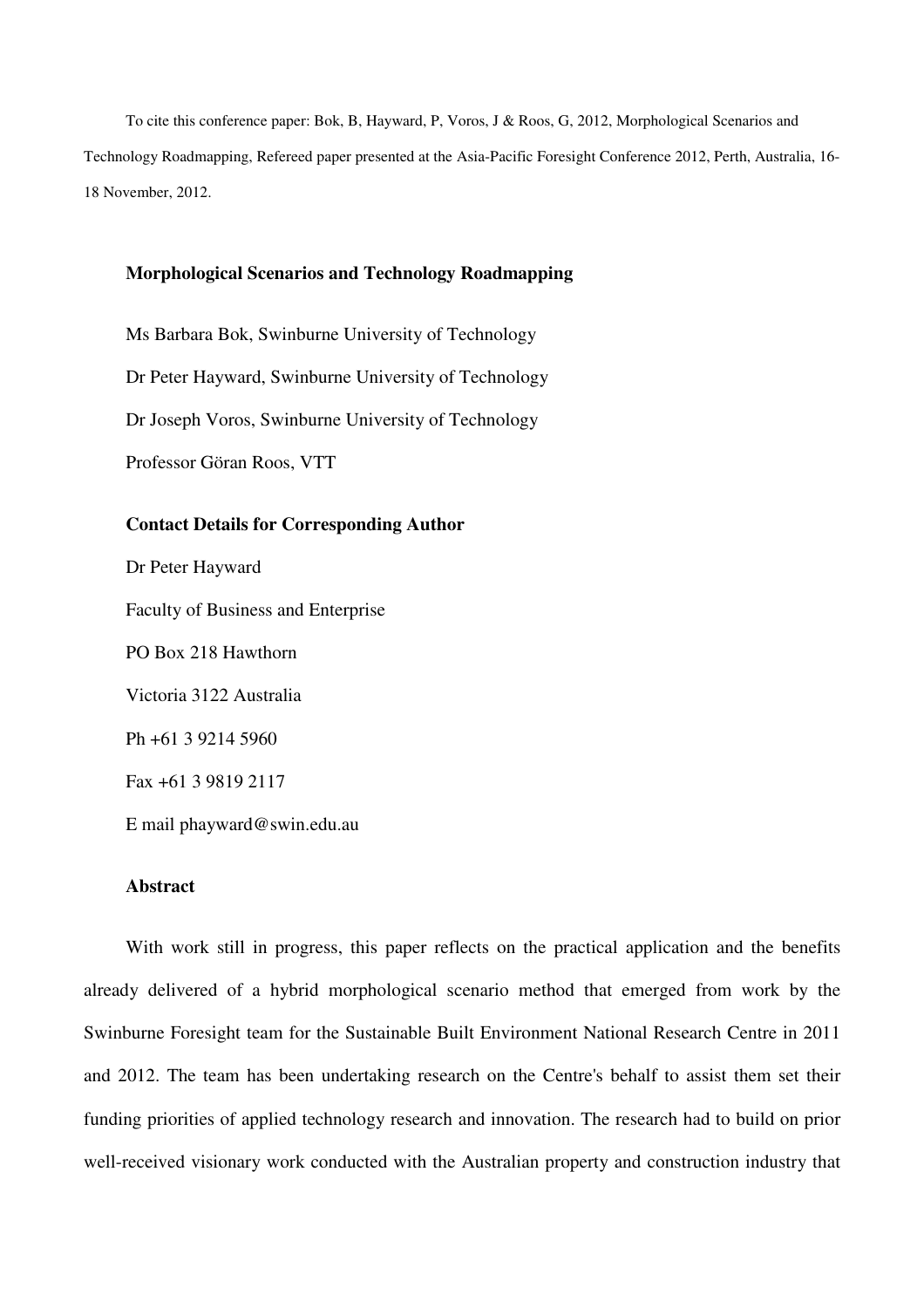To cite this conference paper: Bok, B, Hayward, P, Voros, J & Roos, G, 2012, Morphological Scenarios and Technology Roadmapping, Refereed paper presented at the Asia-Pacific Foresight Conference 2012, Perth, Australia, 16-18 November, 2012.

# Morphological Scenarios and Technology Roadmapping

Ms Barbara Bok, Swinburne University of Technology

Dr Peter Hayward, Swinburne University of Technology

Dr Joseph Voros, Swinburne University of Technology

Professor Göran Roos, VTT

## Contact Details for Corresponding Author

Dr Peter Hayward

Faculty of Business and Enterprise

PO Box 218 Hawthorn

Victoria 3122 Australia

Ph +61 3 9214 5960

Fax +61 3 9819 2117

E mail phayward@swin.edu.au

## Abstract

With work still in progress, this paper reflects on the practical application and the benefits already delivered of a hybrid morphological scenario method that emerged from work by the Swinburne Foresight team for the Sustainable Built Environment National Research Centre in 2011 and 2012. The team has been undertaking research on the Centre's behalf to assist them set their funding priorities of applied technology research and innovation. The research had to build on prior well-received visionary work conducted with the Australian property and construction industry that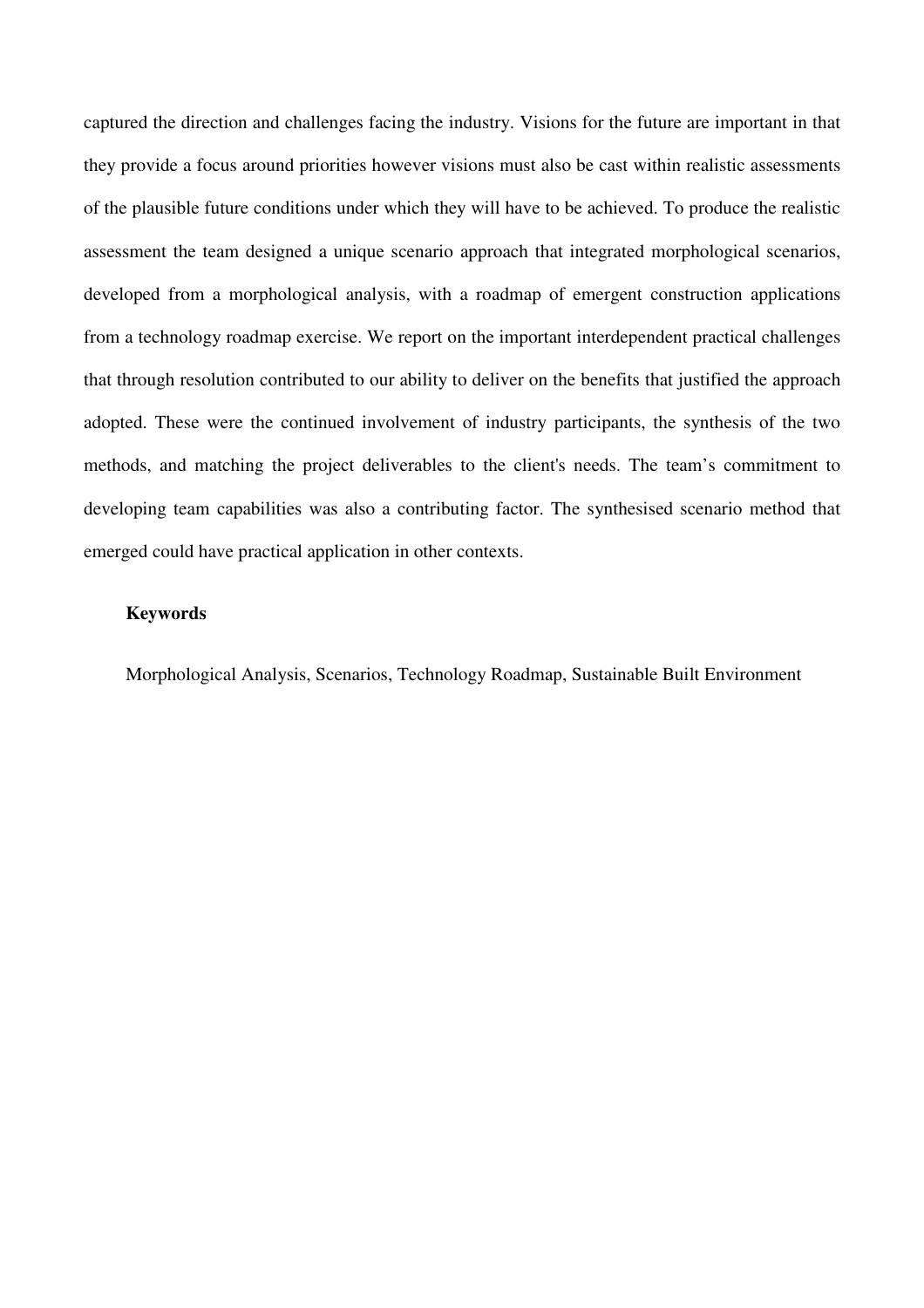captured the direction and challenges facing the industry. Visions for the future are important in that they provide a focus around priorities however visions must also be cast within realistic assessments of the plausible future conditions under which they will have to be achieved. To produce the realistic assessment the team designed a unique scenario approach that integrated morphological scenarios, developed from a morphological analysis, with a roadmap of emergent construction applications from a technology roadmap exercise. We report on the important interdependent practical challenges that through resolution contributed to our ability to deliver on the benefits that justified the approach adopted. These were the continued involvement of industry participants, the synthesis of the two methods, and matching the project deliverables to the client's needs. The team's commitment to developing team capabilities was also a contributing factor. The synthesised scenario method that emerged could have practical application in other contexts.

**Keywords**

Morphological Analysis, Scenarios, Technology Roadmap, Sustainable Built Environment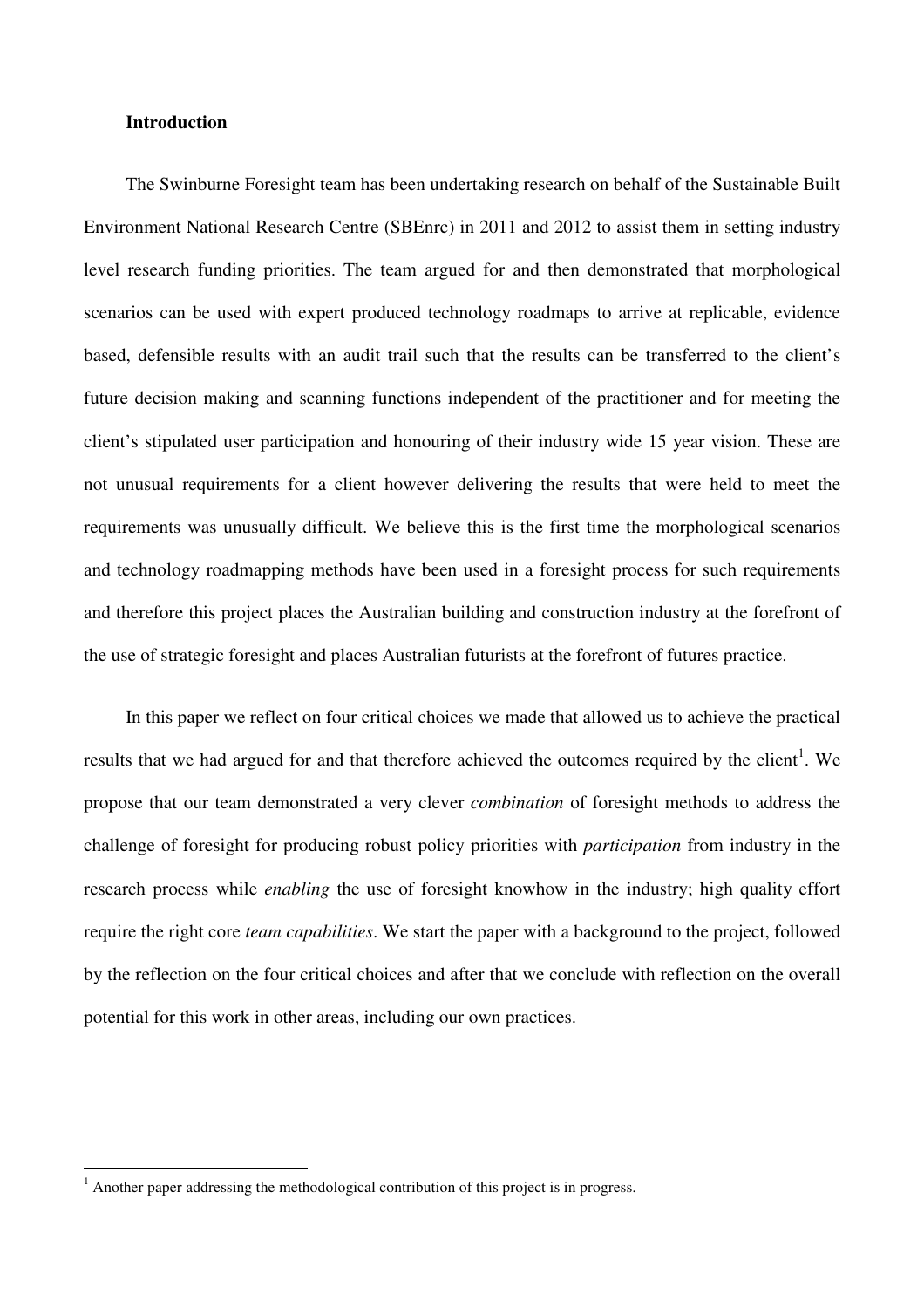**Introduction**

The Swinburne Foresight team has been undertaking research on behalf of the Sustainable Built Environment National Research Centre (SBEnrc) in 2011 and 2012 to assist them in setting industry level research funding priorities. The team argued for and then demonstrated that morphological scenarios can be used with expert produced technology roadmaps to arrive at replicable, evidence based, defensible results with an audit trail such that the results can be transferred to the client's future decision making and scanning functions independent of the practitioner and for meeting the client's stipulated user participation and honouring of their industry wide 15 year vision. These are not unusual requirements for a client however delivering the results that were held to meet the requirements was unusually difficult. We believe this is the first time the morphological scenarios and technology roadmapping methods have been used in a foresight process for such requirements and therefore this project places the Australian building and construction industry at the forefront of the use of strategic foresight and places Australian futurists at the forefront of futures practice.

In this paper we reflect on four critical choices we made that allowed us to achieve the practical results that we had argued for and that therefore achieved the outcomes required by the client[1]. We propose that our team demonstrated a very clever *combination* of foresight methods to address the challenge of foresight for producing robust policy priorities with *participation* from industry in the research process while *enabling* the use of foresight knowhow in the industry; high quality effort require the right core *team capabilities*. We start the paper with a background to the project, followed by the reflection on the four critical choices and after that we conclude with reflection on the overall potential for this work in other areas, including our own practices.

[1] Another paper addressing the methodological contribution of this project is in progress.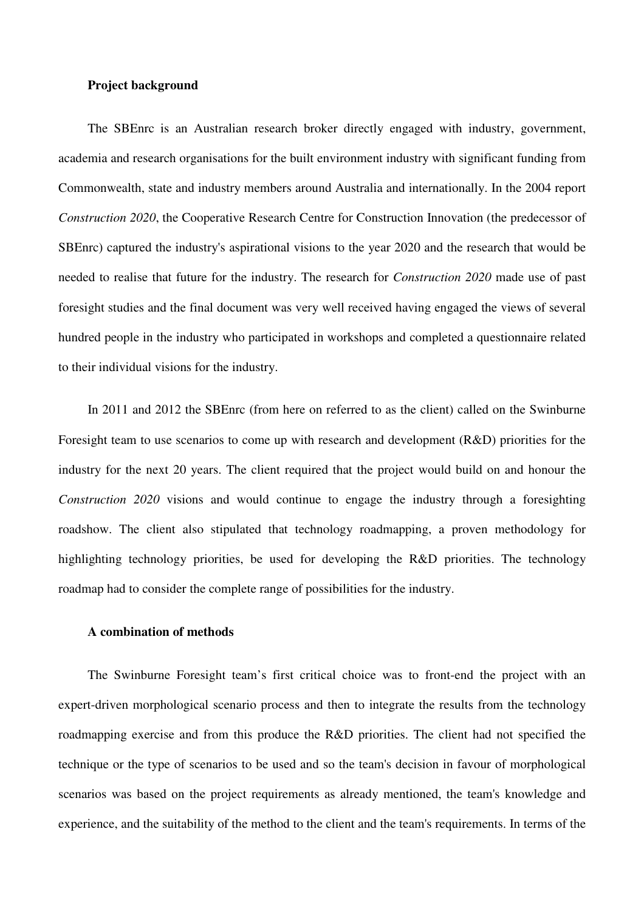### Project background

The SBEnrc is an Australian research broker directly engaged with industry, government, academia and research organisations for the built environment industry with significant funding from Commonwealth, state and industry members around Australia and internationally. In the 2004 report *Construction 2020*, the Cooperative Research Centre for Construction Innovation (the predecessor of SBEnrc) captured the industry's aspirational visions to the year 2020 and the research that would be needed to realise that future for the industry. The research for *Construction 2020* made use of past foresight studies and the final document was very well received having engaged the views of several hundred people in the industry who participated in workshops and completed a questionnaire related to their individual visions for the industry.

In 2011 and 2012 the SBEnrc (from here on referred to as the client) called on the Swinburne Foresight team to use scenarios to come up with research and development (R&D) priorities for the industry for the next 20 years. The client required that the project would build on and honour the *Construction 2020* visions and would continue to engage the industry through a foresighting roadshow. The client also stipulated that technology roadmapping, a proven methodology for highlighting technology priorities, be used for developing the R&D priorities. The technology roadmap had to consider the complete range of possibilities for the industry.

### A combination of methods

The Swinburne Foresight team's first critical choice was to front-end the project with an expert-driven morphological scenario process and then to integrate the results from the technology roadmapping exercise and from this produce the R&D priorities. The client had not specified the technique or the type of scenarios to be used and so the team's decision in favour of morphological scenarios was based on the project requirements as already mentioned, the team's knowledge and experience, and the suitability of the method to the client and the team's requirements. In terms of the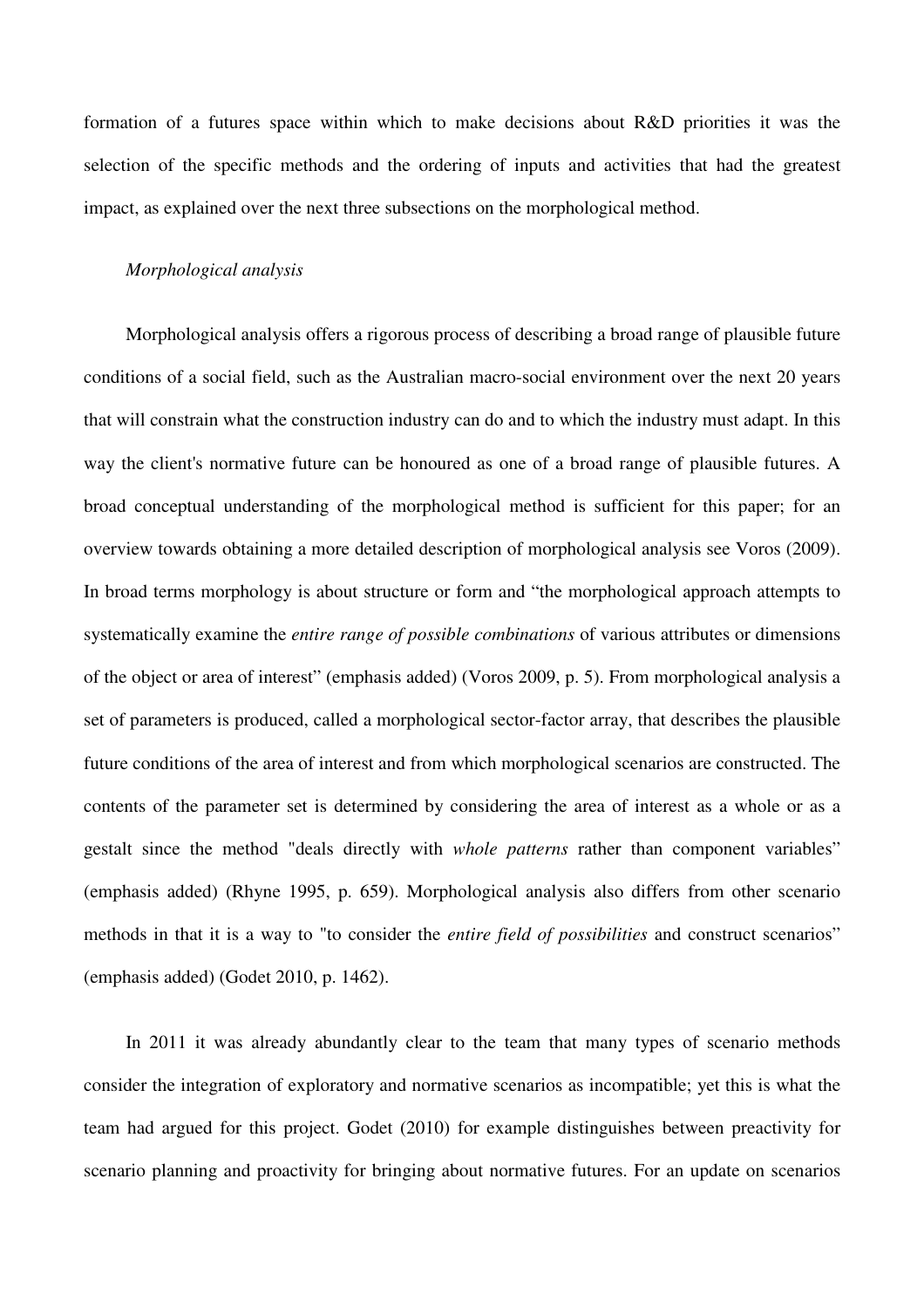formation of a futures space within which to make decisions about R&D priorities it was the selection of the specific methods and the ordering of inputs and activities that had the greatest impact, as explained over the next three subsections on the morphological method.

### *Morphological analysis*

Morphological analysis offers a rigorous process of describing a broad range of plausible future conditions of a social field, such as the Australian macro-social environment over the next 20 years that will constrain what the construction industry can do and to which the industry must adapt. In this way the client's normative future can be honoured as one of a broad range of plausible futures. A broad conceptual understanding of the morphological method is sufficient for this paper; for an overview towards obtaining a more detailed description of morphological analysis see Voros (2009). In broad terms morphology is about structure or form and "the morphological approach attempts to systematically examine the *entire range of possible combinations* of various attributes or dimensions of the object or area of interest" (emphasis added) (Voros 2009, p. 5). From morphological analysis a set of parameters is produced, called a morphological sector-factor array, that describes the plausible future conditions of the area of interest and from which morphological scenarios are constructed. The contents of the parameter set is determined by considering the area of interest as a whole or as a gestalt since the method "deals directly with *whole patterns* rather than component variables" (emphasis added) (Rhyne 1995, p. 659). Morphological analysis also differs from other scenario methods in that it is a way to "to consider the *entire field of possibilities* and construct scenarios" (emphasis added) (Godet 2010, p. 1462).

In 2011 it was already abundantly clear to the team that many types of scenario methods consider the integration of exploratory and normative scenarios as incompatible; yet this is what the team had argued for this project. Godet (2010) for example distinguishes between preactivity for scenario planning and proactivity for bringing about normative futures. For an update on scenarios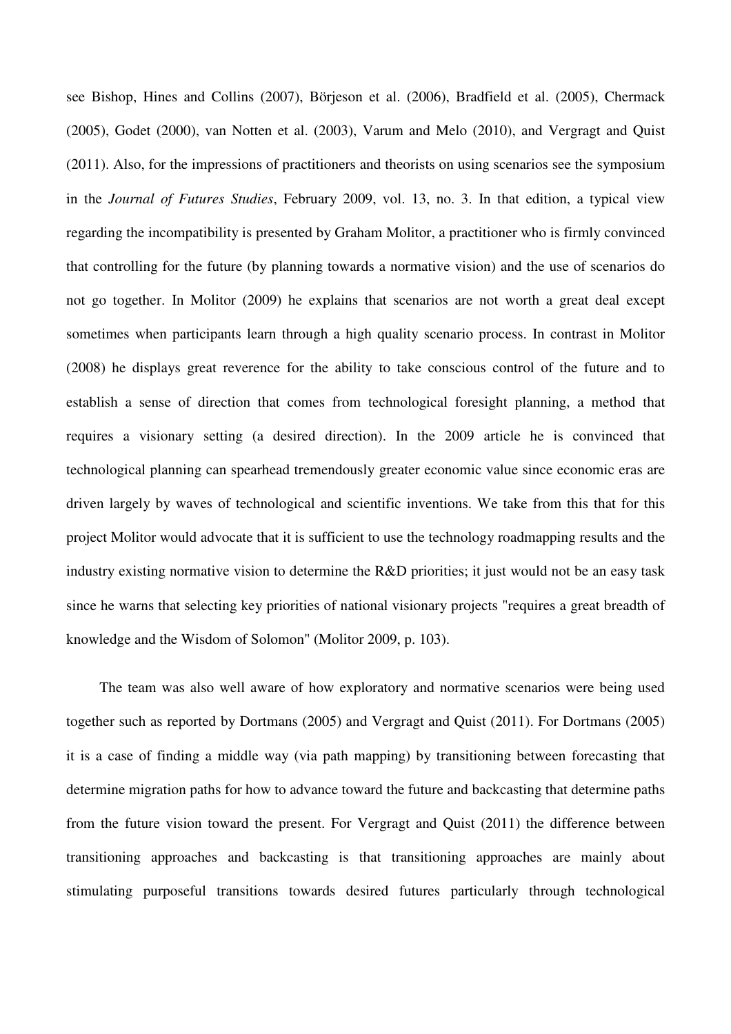see Bishop, Hines and Collins (2007), Börjeson et al. (2006), Bradfield et al. (2005), Chermack (2005), Godet (2000), van Notten et al. (2003), Varum and Melo (2010), and Vergragt and Quist (2011). Also, for the impressions of practitioners and theorists on using scenarios see the symposium in the *Journal of Futures Studies*, February 2009, vol. 13, no. 3. In that edition, a typical view regarding the incompatibility is presented by Graham Molitor, a practitioner who is firmly convinced that controlling for the future (by planning towards a normative vision) and the use of scenarios do not go together. In Molitor (2009) he explains that scenarios are not worth a great deal except sometimes when participants learn through a high quality scenario process. In contrast in Molitor (2008) he displays great reverence for the ability to take conscious control of the future and to establish a sense of direction that comes from technological foresight planning, a method that requires a visionary setting (a desired direction). In the 2009 article he is convinced that technological planning can spearhead tremendously greater economic value since economic eras are driven largely by waves of technological and scientific inventions. We take from this that for this project Molitor would advocate that it is sufficient to use the technology roadmapping results and the industry existing normative vision to determine the R&D priorities; it just would not be an easy task since he warns that selecting key priorities of national visionary projects "requires a great breadth of knowledge and the Wisdom of Solomon" (Molitor 2009, p. 103).

The team was also well aware of how exploratory and normative scenarios were being used together such as reported by Dortmans (2005) and Vergragt and Quist (2011). For Dortmans (2005) it is a case of finding a middle way (via path mapping) by transitioning between forecasting that determine migration paths for how to advance toward the future and backcasting that determine paths from the future vision toward the present. For Vergragt and Quist (2011) the difference between transitioning approaches and backcasting is that transitioning approaches are mainly about stimulating purposeful transitions towards desired futures particularly through technological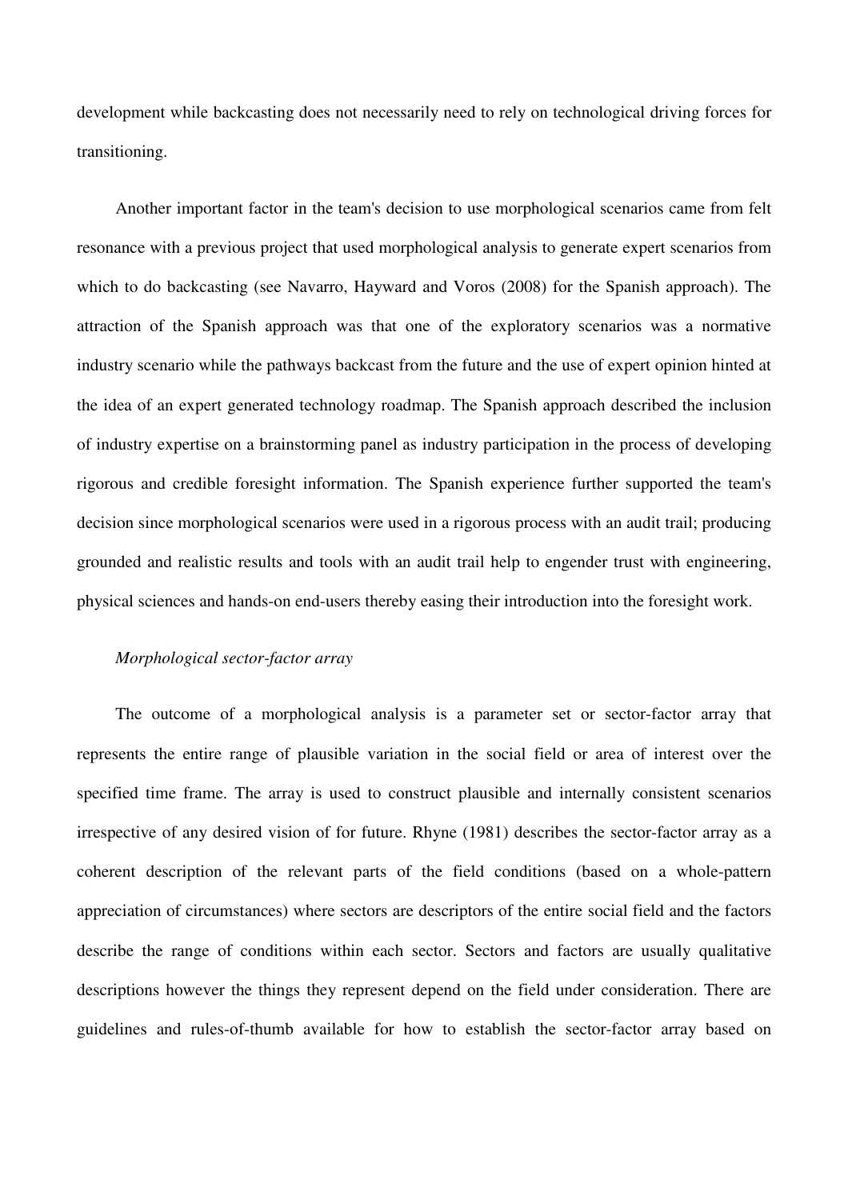development while backcasting does not necessarily need to rely on technological driving forces for transitioning.

Another important factor in the team's decision to use morphological scenarios came from felt resonance with a previous project that used morphological analysis to generate expert scenarios from which to do backcasting (see Navarro, Hayward and Voros (2008) for the Spanish approach). The attraction of the Spanish approach was that one of the exploratory scenarios was a normative industry scenario while the pathways backcast from the future and the use of expert opinion hinted at the idea of an expert generated technology roadmap. The Spanish approach described the inclusion of industry expertise on a brainstorming panel as industry participation in the process of developing rigorous and credible foresight information. The Spanish experience further supported the team's decision since morphological scenarios were used in a rigorous process with an audit trail; producing grounded and realistic results and tools with an audit trail help to engender trust with engineering, physical sciences and hands-on end-users thereby easing their introduction into the foresight work.

*Morphological sector-factor array*

The outcome of a morphological analysis is a parameter set or sector-factor array that represents the entire range of plausible variation in the social field or area of interest over the specified time frame. The array is used to construct plausible and internally consistent scenarios irrespective of any desired vision of for future. Rhyne (1981) describes the sector-factor array as a coherent description of the relevant parts of the field conditions (based on a whole-pattern appreciation of circumstances) where sectors are descriptors of the entire social field and the factors describe the range of conditions within each sector. Sectors and factors are usually qualitative descriptions however the things they represent depend on the field under consideration. There are guidelines and rules-of-thumb available for how to establish the sector-factor array based on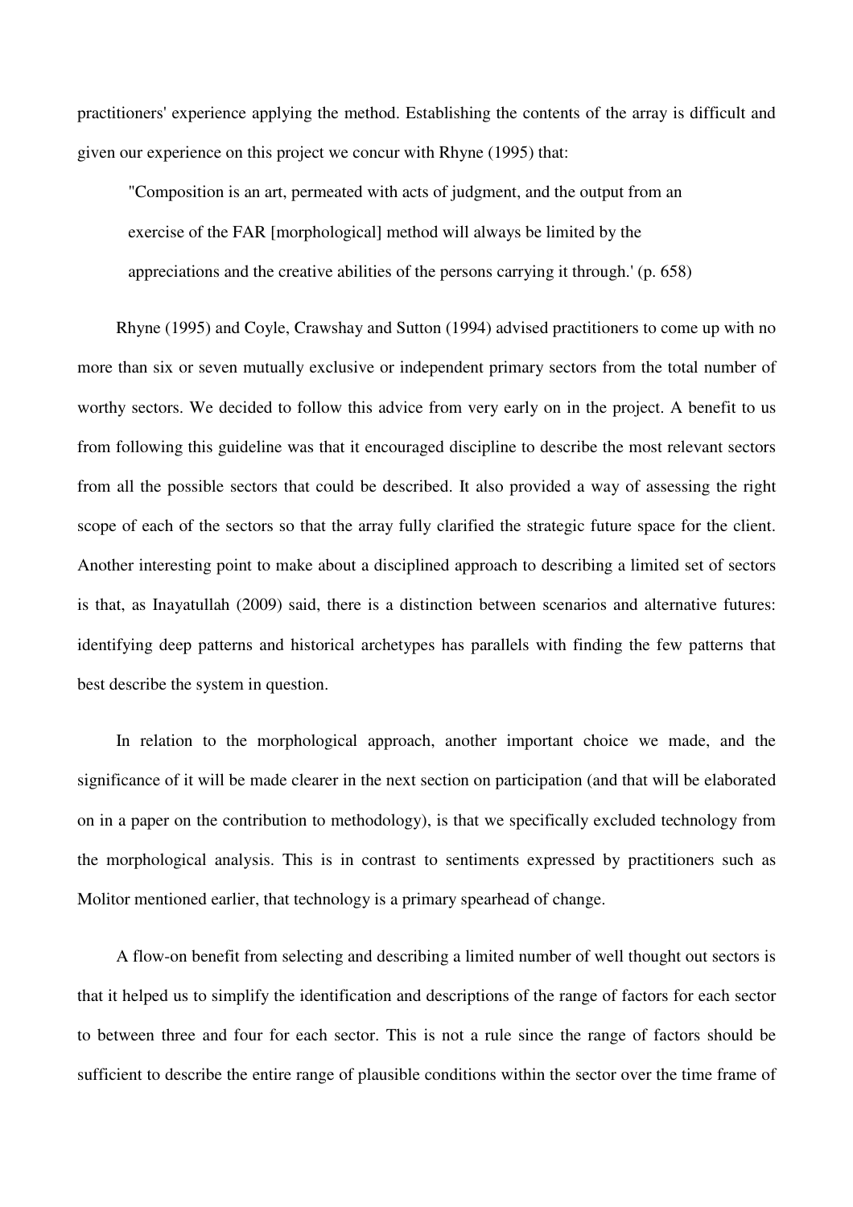practitioners' experience applying the method. Establishing the contents of the array is difficult and given our experience on this project we concur with Rhyne (1995) that:

> "Composition is an art, permeated with acts of judgment, and the output from an exercise of the FAR [morphological] method will always be limited by the appreciations and the creative abilities of the persons carrying it through.' (p. 658)

Rhyne (1995) and Coyle, Crawshay and Sutton (1994) advised practitioners to come up with no more than six or seven mutually exclusive or independent primary sectors from the total number of worthy sectors. We decided to follow this advice from very early on in the project. A benefit to us from following this guideline was that it encouraged discipline to describe the most relevant sectors from all the possible sectors that could be described. It also provided a way of assessing the right scope of each of the sectors so that the array fully clarified the strategic future space for the client. Another interesting point to make about a disciplined approach to describing a limited set of sectors is that, as Inayatullah (2009) said, there is a distinction between scenarios and alternative futures: identifying deep patterns and historical archetypes has parallels with finding the few patterns that best describe the system in question.

In relation to the morphological approach, another important choice we made, and the significance of it will be made clearer in the next section on participation (and that will be elaborated on in a paper on the contribution to methodology), is that we specifically excluded technology from the morphological analysis. This is in contrast to sentiments expressed by practitioners such as Molitor mentioned earlier, that technology is a primary spearhead of change.

A flow-on benefit from selecting and describing a limited number of well thought out sectors is that it helped us to simplify the identification and descriptions of the range of factors for each sector to between three and four for each sector. This is not a rule since the range of factors should be sufficient to describe the entire range of plausible conditions within the sector over the time frame of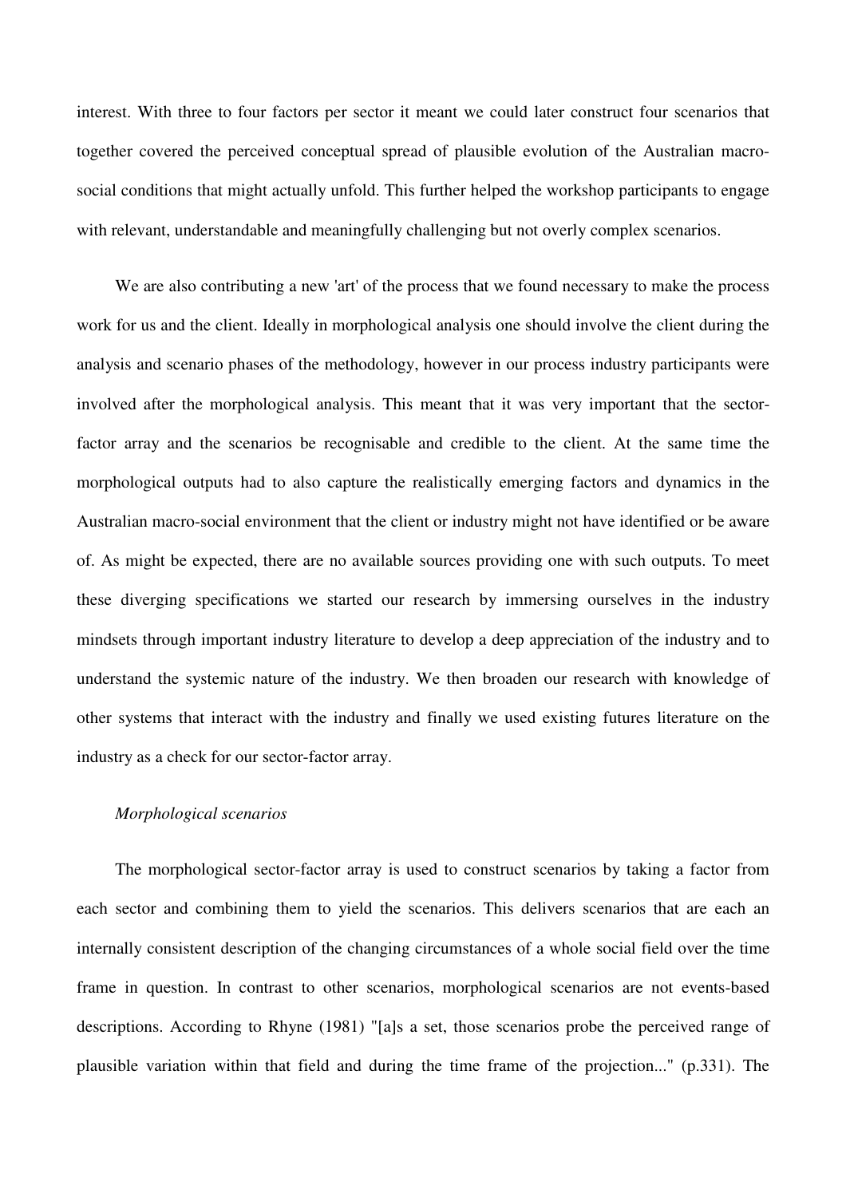interest. With three to four factors per sector it meant we could later construct four scenarios that together covered the perceived conceptual spread of plausible evolution of the Australian macro-social conditions that might actually unfold. This further helped the workshop participants to engage with relevant, understandable and meaningfully challenging but not overly complex scenarios.

We are also contributing a new 'art' of the process that we found necessary to make the process work for us and the client. Ideally in morphological analysis one should involve the client during the analysis and scenario phases of the methodology, however in our process industry participants were involved after the morphological analysis. This meant that it was very important that the sector-factor array and the scenarios be recognisable and credible to the client. At the same time the morphological outputs had to also capture the realistically emerging factors and dynamics in the Australian macro-social environment that the client or industry might not have identified or be aware of. As might be expected, there are no available sources providing one with such outputs. To meet these diverging specifications we started our research by immersing ourselves in the industry mindsets through important industry literature to develop a deep appreciation of the industry and to understand the systemic nature of the industry. We then broaden our research with knowledge of other systems that interact with the industry and finally we used existing futures literature on the industry as a check for our sector-factor array.

*Morphological scenarios*

The morphological sector-factor array is used to construct scenarios by taking a factor from each sector and combining them to yield the scenarios. This delivers scenarios that are each an internally consistent description of the changing circumstances of a whole social field over the time frame in question. In contrast to other scenarios, morphological scenarios are not events-based descriptions. According to Rhyne (1981) "[a]s a set, those scenarios probe the perceived range of plausible variation within that field and during the time frame of the projection..." (p.331). The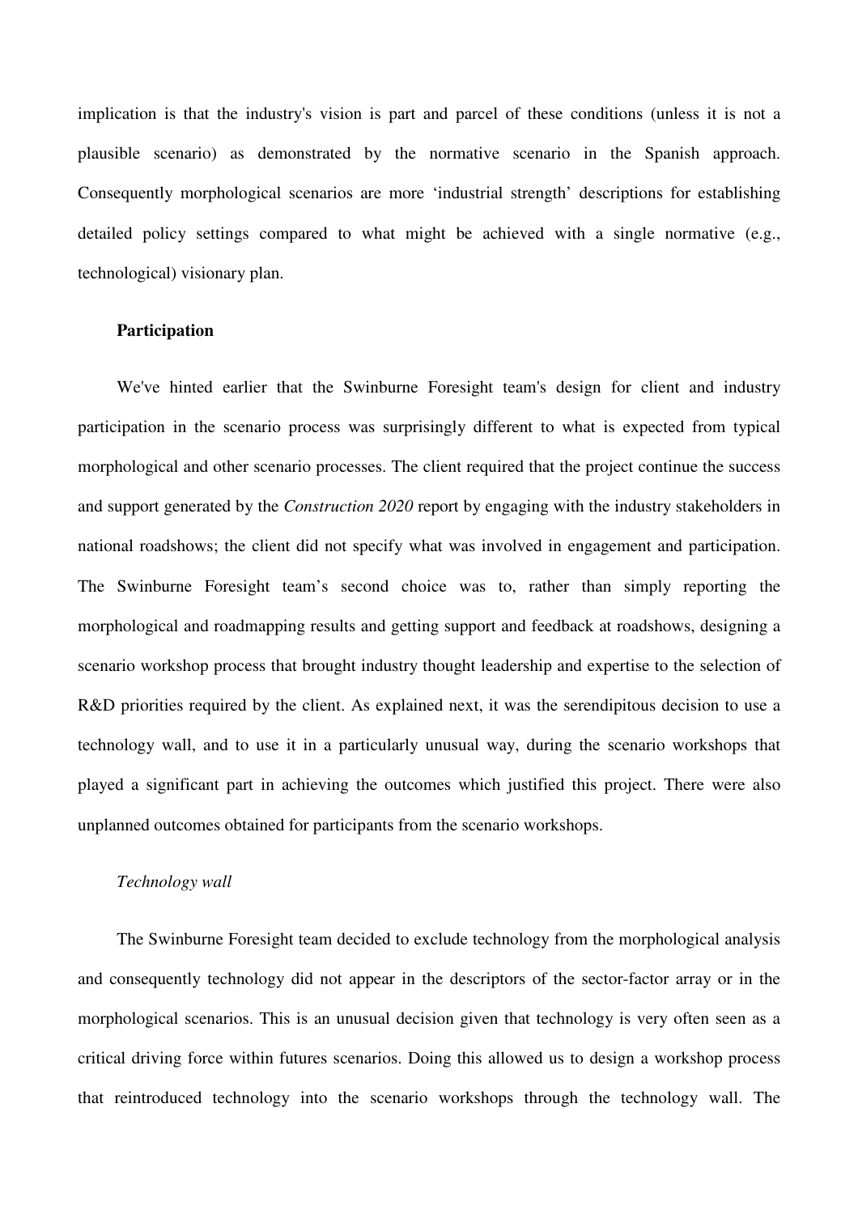implication is that the industry's vision is part and parcel of these conditions (unless it is not a plausible scenario) as demonstrated by the normative scenario in the Spanish approach. Consequently morphological scenarios are more 'industrial strength' descriptions for establishing detailed policy settings compared to what might be achieved with a single normative (e.g., technological) visionary plan.

## Participation

We've hinted earlier that the Swinburne Foresight team's design for client and industry participation in the scenario process was surprisingly different to what is expected from typical morphological and other scenario processes. The client required that the project continue the success and support generated by the *Construction 2020* report by engaging with the industry stakeholders in national roadshows; the client did not specify what was involved in engagement and participation. The Swinburne Foresight team's second choice was to, rather than simply reporting the morphological and roadmapping results and getting support and feedback at roadshows, designing a scenario workshop process that brought industry thought leadership and expertise to the selection of R&D priorities required by the client. As explained next, it was the serendipitous decision to use a technology wall, and to use it in a particularly unusual way, during the scenario workshops that played a significant part in achieving the outcomes which justified this project. There were also unplanned outcomes obtained for participants from the scenario workshops.

### *Technology wall*

The Swinburne Foresight team decided to exclude technology from the morphological analysis and consequently technology did not appear in the descriptors of the sector-factor array or in the morphological scenarios. This is an unusual decision given that technology is very often seen as a critical driving force within futures scenarios. Doing this allowed us to design a workshop process that reintroduced technology into the scenario workshops through the technology wall. The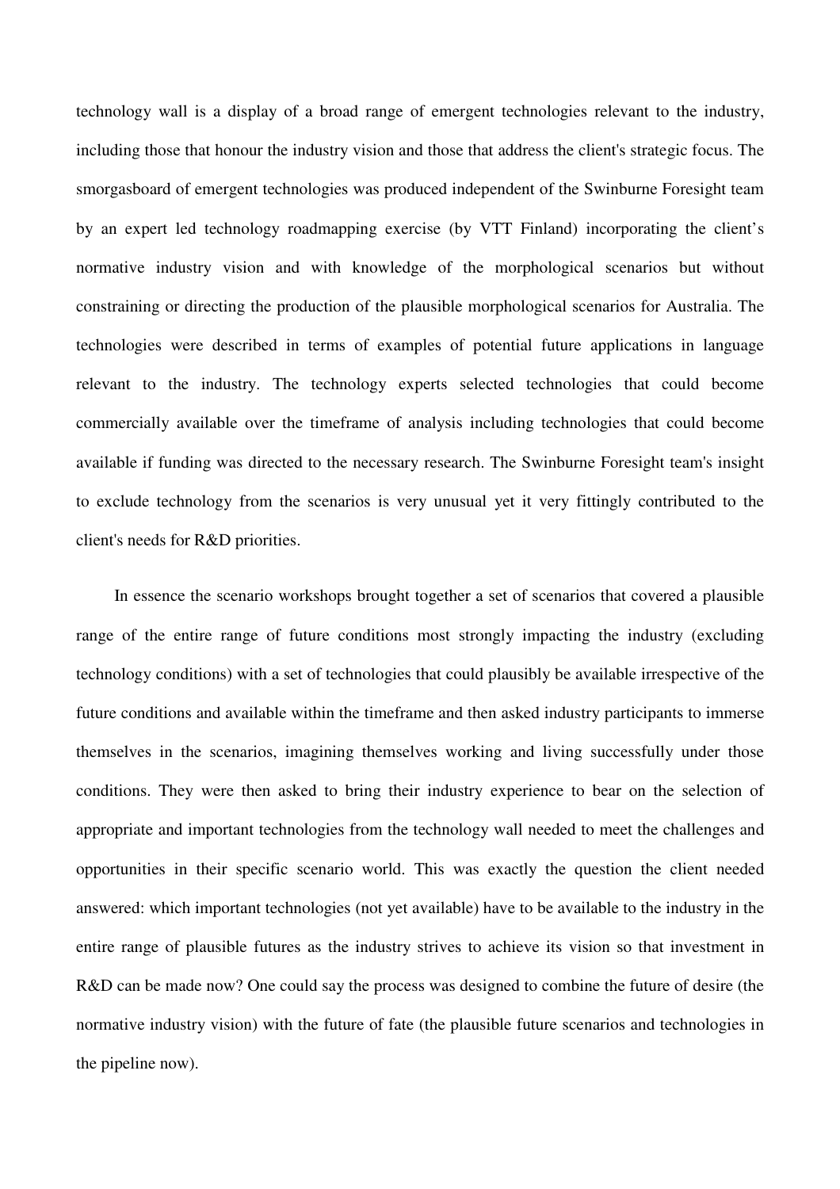technology wall is a display of a broad range of emergent technologies relevant to the industry, including those that honour the industry vision and those that address the client's strategic focus. The smorgasboard of emergent technologies was produced independent of the Swinburne Foresight team by an expert led technology roadmapping exercise (by VTT Finland) incorporating the client's normative industry vision and with knowledge of the morphological scenarios but without constraining or directing the production of the plausible morphological scenarios for Australia. The technologies were described in terms of examples of potential future applications in language relevant to the industry. The technology experts selected technologies that could become commercially available over the timeframe of analysis including technologies that could become available if funding was directed to the necessary research. The Swinburne Foresight team's insight to exclude technology from the scenarios is very unusual yet it very fittingly contributed to the client's needs for R&D priorities.

In essence the scenario workshops brought together a set of scenarios that covered a plausible range of the entire range of future conditions most strongly impacting the industry (excluding technology conditions) with a set of technologies that could plausibly be available irrespective of the future conditions and available within the timeframe and then asked industry participants to immerse themselves in the scenarios, imagining themselves working and living successfully under those conditions. They were then asked to bring their industry experience to bear on the selection of appropriate and important technologies from the technology wall needed to meet the challenges and opportunities in their specific scenario world. This was exactly the question the client needed answered: which important technologies (not yet available) have to be available to the industry in the entire range of plausible futures as the industry strives to achieve its vision so that investment in R&D can be made now? One could say the process was designed to combine the future of desire (the normative industry vision) with the future of fate (the plausible future scenarios and technologies in the pipeline now).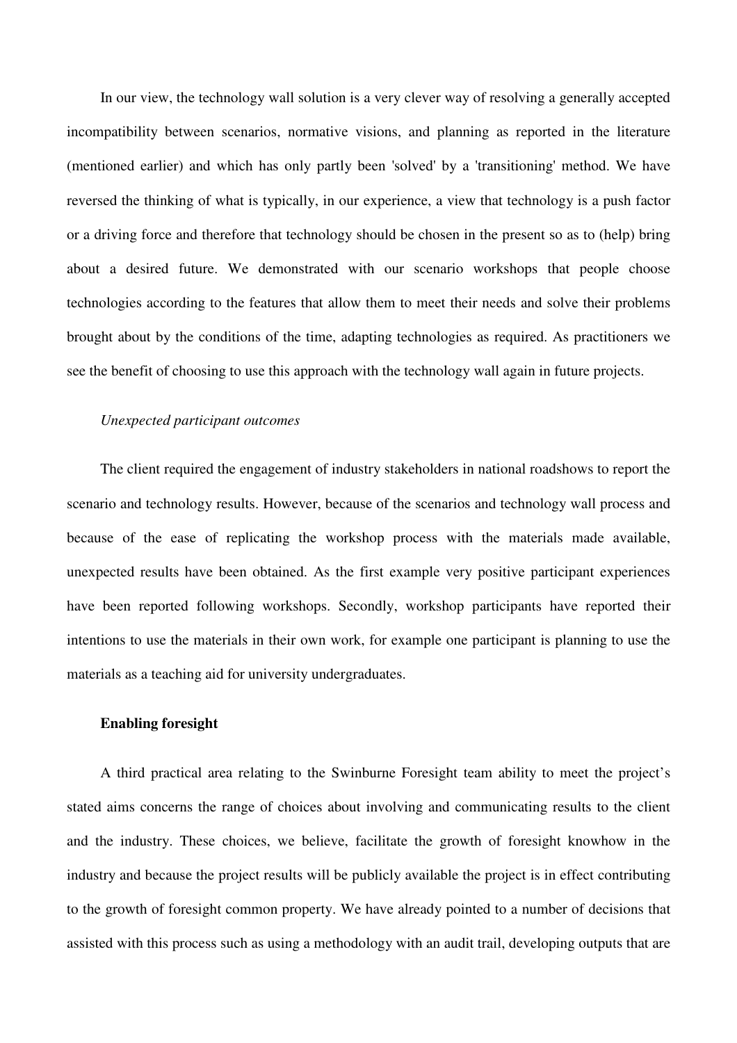In our view, the technology wall solution is a very clever way of resolving a generally accepted incompatibility between scenarios, normative visions, and planning as reported in the literature (mentioned earlier) and which has only partly been 'solved' by a 'transitioning' method. We have reversed the thinking of what is typically, in our experience, a view that technology is a push factor or a driving force and therefore that technology should be chosen in the present so as to (help) bring about a desired future. We demonstrated with our scenario workshops that people choose technologies according to the features that allow them to meet their needs and solve their problems brought about by the conditions of the time, adapting technologies as required. As practitioners we see the benefit of choosing to use this approach with the technology wall again in future projects.

*Unexpected participant outcomes*

The client required the engagement of industry stakeholders in national roadshows to report the scenario and technology results. However, because of the scenarios and technology wall process and because of the ease of replicating the workshop process with the materials made available, unexpected results have been obtained. As the first example very positive participant experiences have been reported following workshops. Secondly, workshop participants have reported their intentions to use the materials in their own work, for example one participant is planning to use the materials as a teaching aid for university undergraduates.

**Enabling foresight**

A third practical area relating to the Swinburne Foresight team ability to meet the project's stated aims concerns the range of choices about involving and communicating results to the client and the industry. These choices, we believe, facilitate the growth of foresight knowhow in the industry and because the project results will be publicly available the project is in effect contributing to the growth of foresight common property. We have already pointed to a number of decisions that assisted with this process such as using a methodology with an audit trail, developing outputs that are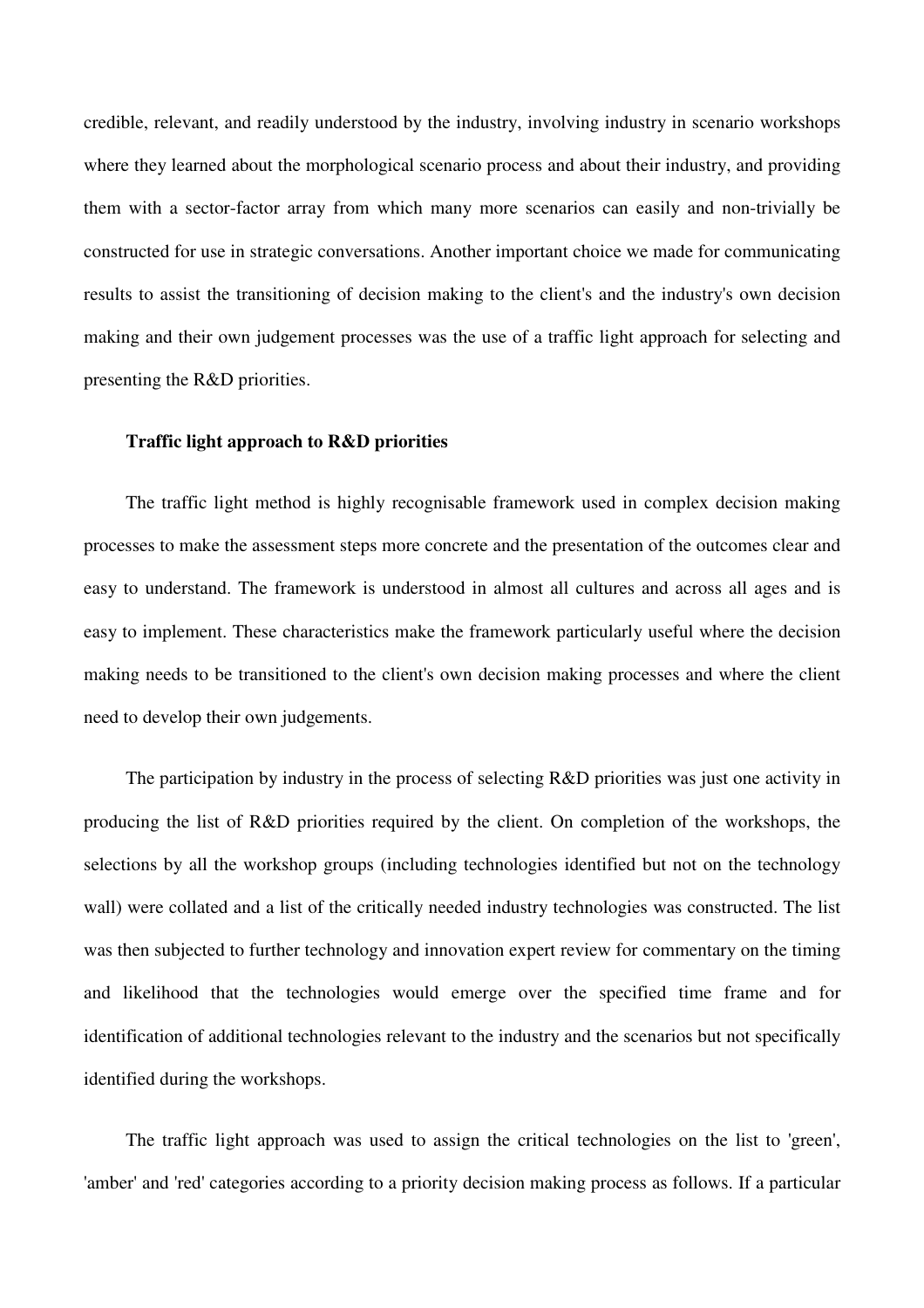credible, relevant, and readily understood by the industry, involving industry in scenario workshops where they learned about the morphological scenario process and about their industry, and providing them with a sector-factor array from which many more scenarios can easily and non-trivially be constructed for use in strategic conversations. Another important choice we made for communicating results to assist the transitioning of decision making to the client's and the industry's own decision making and their own judgement processes was the use of a traffic light approach for selecting and presenting the R&D priorities.

**Traffic light approach to R&D priorities**

The traffic light method is highly recognisable framework used in complex decision making processes to make the assessment steps more concrete and the presentation of the outcomes clear and easy to understand. The framework is understood in almost all cultures and across all ages and is easy to implement. These characteristics make the framework particularly useful where the decision making needs to be transitioned to the client's own decision making processes and where the client need to develop their own judgements.

The participation by industry in the process of selecting R&D priorities was just one activity in producing the list of R&D priorities required by the client. On completion of the workshops, the selections by all the workshop groups (including technologies identified but not on the technology wall) were collated and a list of the critically needed industry technologies was constructed. The list was then subjected to further technology and innovation expert review for commentary on the timing and likelihood that the technologies would emerge over the specified time frame and for identification of additional technologies relevant to the industry and the scenarios but not specifically identified during the workshops.

The traffic light approach was used to assign the critical technologies on the list to 'green', 'amber' and 'red' categories according to a priority decision making process as follows. If a particular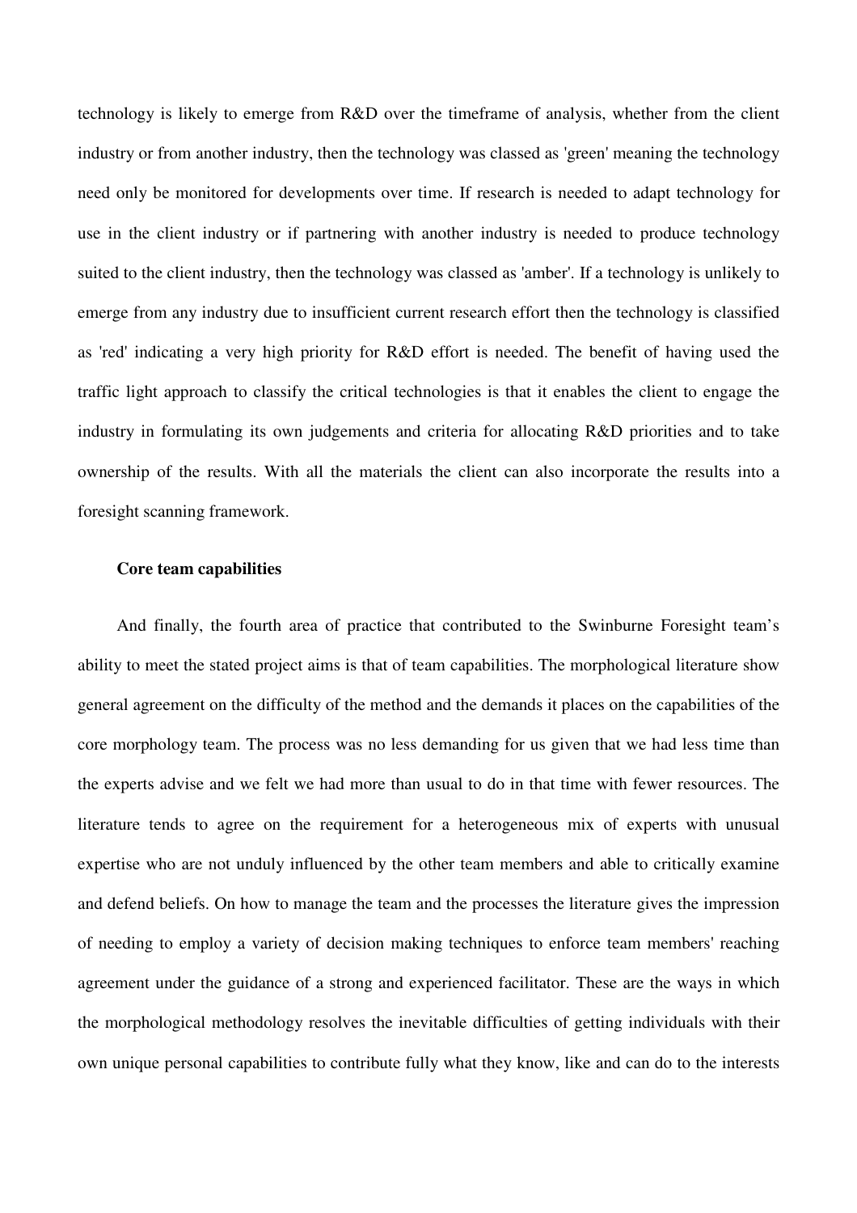technology is likely to emerge from R&D over the timeframe of analysis, whether from the client industry or from another industry, then the technology was classed as 'green' meaning the technology need only be monitored for developments over time. If research is needed to adapt technology for use in the client industry or if partnering with another industry is needed to produce technology suited to the client industry, then the technology was classed as 'amber'. If a technology is unlikely to emerge from any industry due to insufficient current research effort then the technology is classified as 'red' indicating a very high priority for R&D effort is needed. The benefit of having used the traffic light approach to classify the critical technologies is that it enables the client to engage the industry in formulating its own judgements and criteria for allocating R&D priorities and to take ownership of the results. With all the materials the client can also incorporate the results into a foresight scanning framework.

### Core team capabilities

And finally, the fourth area of practice that contributed to the Swinburne Foresight team's ability to meet the stated project aims is that of team capabilities. The morphological literature show general agreement on the difficulty of the method and the demands it places on the capabilities of the core morphology team. The process was no less demanding for us given that we had less time than the experts advise and we felt we had more than usual to do in that time with fewer resources. The literature tends to agree on the requirement for a heterogeneous mix of experts with unusual expertise who are not unduly influenced by the other team members and able to critically examine and defend beliefs. On how to manage the team and the processes the literature gives the impression of needing to employ a variety of decision making techniques to enforce team members' reaching agreement under the guidance of a strong and experienced facilitator. These are the ways in which the morphological methodology resolves the inevitable difficulties of getting individuals with their own unique personal capabilities to contribute fully what they know, like and can do to the interests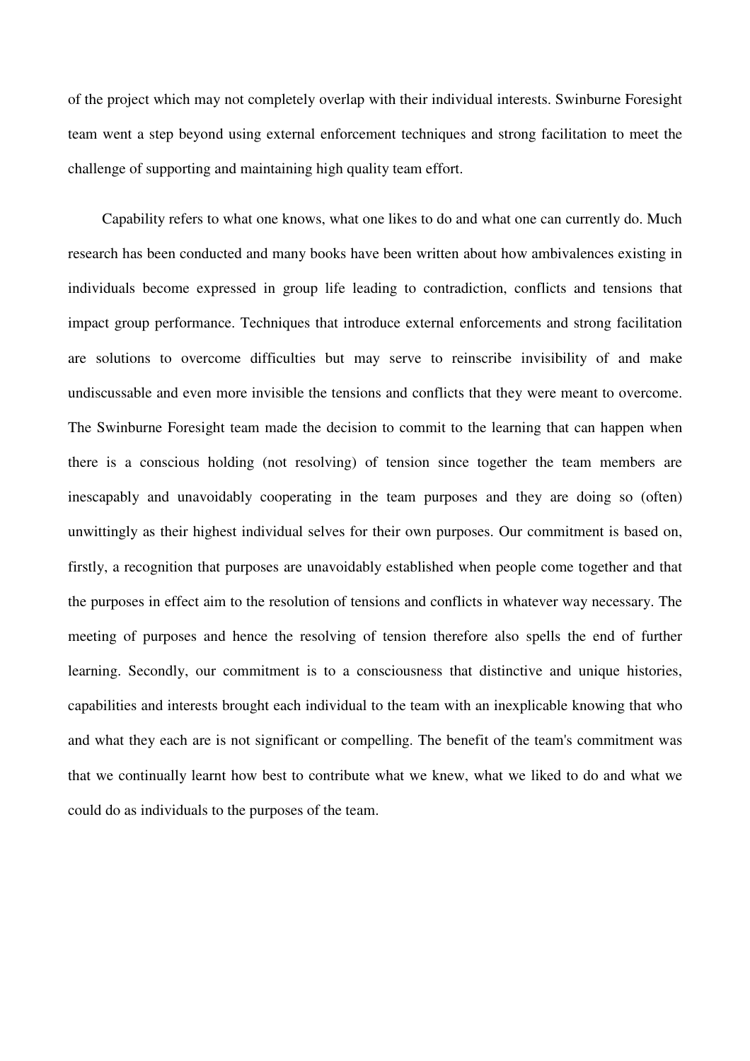of the project which may not completely overlap with their individual interests. Swinburne Foresight team went a step beyond using external enforcement techniques and strong facilitation to meet the challenge of supporting and maintaining high quality team effort.

Capability refers to what one knows, what one likes to do and what one can currently do. Much research has been conducted and many books have been written about how ambivalences existing in individuals become expressed in group life leading to contradiction, conflicts and tensions that impact group performance. Techniques that introduce external enforcements and strong facilitation are solutions to overcome difficulties but may serve to reinscribe invisibility of and make undiscussable and even more invisible the tensions and conflicts that they were meant to overcome. The Swinburne Foresight team made the decision to commit to the learning that can happen when there is a conscious holding (not resolving) of tension since together the team members are inescapably and unavoidably cooperating in the team purposes and they are doing so (often) unwittingly as their highest individual selves for their own purposes. Our commitment is based on, firstly, a recognition that purposes are unavoidably established when people come together and that the purposes in effect aim to the resolution of tensions and conflicts in whatever way necessary. The meeting of purposes and hence the resolving of tension therefore also spells the end of further learning. Secondly, our commitment is to a consciousness that distinctive and unique histories, capabilities and interests brought each individual to the team with an inexplicable knowing that who and what they each are is not significant or compelling. The benefit of the team's commitment was that we continually learnt how best to contribute what we knew, what we liked to do and what we could do as individuals to the purposes of the team.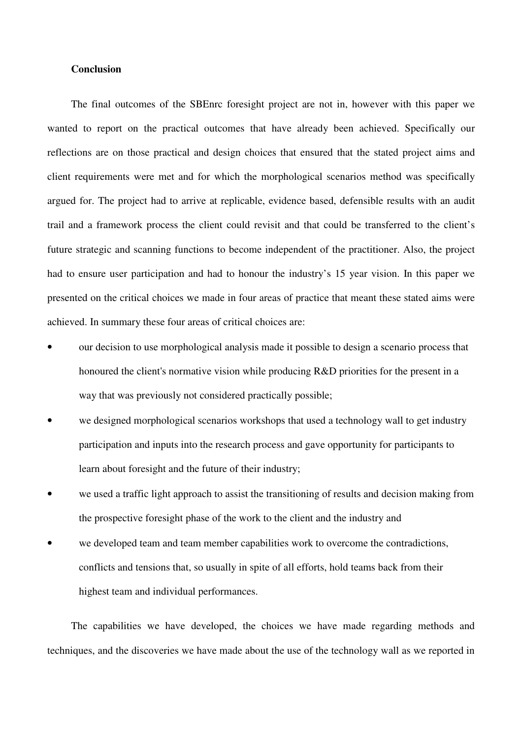**Conclusion**

The final outcomes of the SBEnrc foresight project are not in, however with this paper we wanted to report on the practical outcomes that have already been achieved. Specifically our reflections are on those practical and design choices that ensured that the stated project aims and client requirements were met and for which the morphological scenarios method was specifically argued for. The project had to arrive at replicable, evidence based, defensible results with an audit trail and a framework process the client could revisit and that could be transferred to the client's future strategic and scanning functions to become independent of the practitioner. Also, the project had to ensure user participation and had to honour the industry's 15 year vision. In this paper we presented on the critical choices we made in four areas of practice that meant these stated aims were achieved. In summary these four areas of critical choices are:

- our decision to use morphological analysis made it possible to design a scenario process that honoured the client's normative vision while producing R&D priorities for the present in a way that was previously not considered practically possible;
- we designed morphological scenarios workshops that used a technology wall to get industry participation and inputs into the research process and gave opportunity for participants to learn about foresight and the future of their industry;
- we used a traffic light approach to assist the transitioning of results and decision making from the prospective foresight phase of the work to the client and the industry and
- we developed team and team member capabilities work to overcome the contradictions, conflicts and tensions that, so usually in spite of all efforts, hold teams back from their highest team and individual performances.

The capabilities we have developed, the choices we have made regarding methods and techniques, and the discoveries we have made about the use of the technology wall as we reported in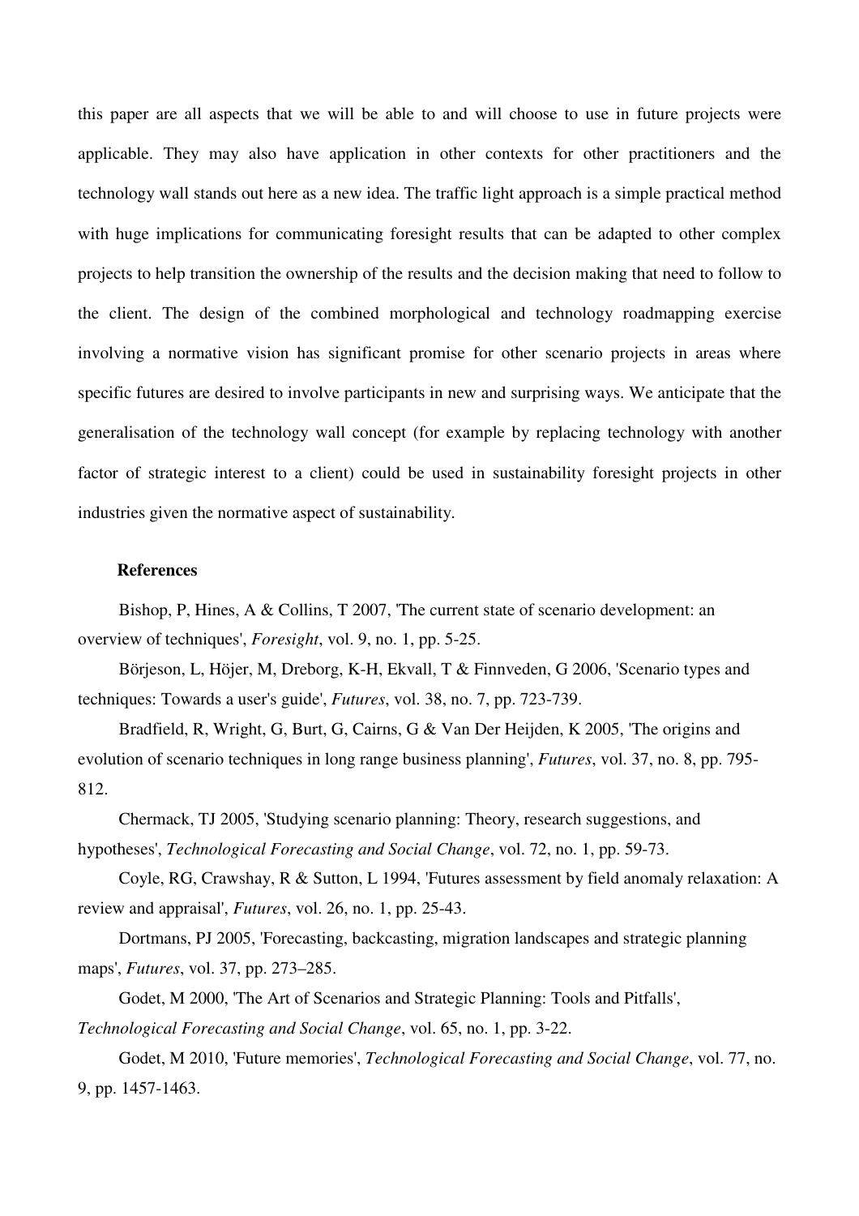this paper are all aspects that we will be able to and will choose to use in future projects were applicable. They may also have application in other contexts for other practitioners and the technology wall stands out here as a new idea. The traffic light approach is a simple practical method with huge implications for communicating foresight results that can be adapted to other complex projects to help transition the ownership of the results and the decision making that need to follow to the client. The design of the combined morphological and technology roadmapping exercise involving a normative vision has significant promise for other scenario projects in areas where specific futures are desired to involve participants in new and surprising ways. We anticipate that the generalisation of the technology wall concept (for example by replacing technology with another factor of strategic interest to a client) could be used in sustainability foresight projects in other industries given the normative aspect of sustainability.

## References

Bishop, P, Hines, A & Collins, T 2007, 'The current state of scenario development: an overview of techniques', *Foresight*, vol. 9, no. 1, pp. 5-25.

Börjeson, L, Höjer, M, Dreborg, K-H, Ekvall, T & Finnveden, G 2006, 'Scenario types and techniques: Towards a user's guide', *Futures*, vol. 38, no. 7, pp. 723-739.

Bradfield, R, Wright, G, Burt, G, Cairns, G & Van Der Heijden, K 2005, 'The origins and evolution of scenario techniques in long range business planning', *Futures*, vol. 37, no. 8, pp. 795-812.

Chermack, TJ 2005, 'Studying scenario planning: Theory, research suggestions, and hypotheses', *Technological Forecasting and Social Change*, vol. 72, no. 1, pp. 59-73.

Coyle, RG, Crawshay, R & Sutton, L 1994, 'Futures assessment by field anomaly relaxation: A review and appraisal', *Futures*, vol. 26, no. 1, pp. 25-43.

Dortmans, PJ 2005, 'Forecasting, backcasting, migration landscapes and strategic planning maps', *Futures*, vol. 37, pp. 273–285.

Godet, M 2000, 'The Art of Scenarios and Strategic Planning: Tools and Pitfalls', *Technological Forecasting and Social Change*, vol. 65, no. 1, pp. 3-22.

Godet, M 2010, 'Future memories', *Technological Forecasting and Social Change*, vol. 77, no. 9, pp. 1457-1463.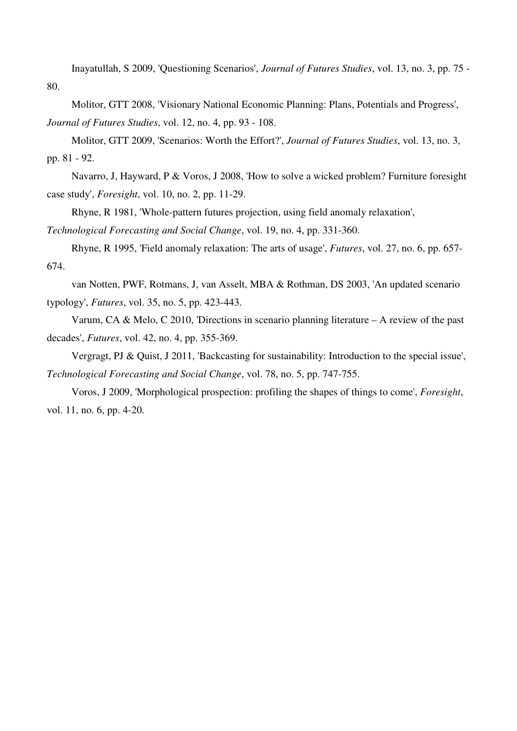Inayatullah, S 2009, 'Questioning Scenarios', *Journal of Futures Studies*, vol. 13, no. 3, pp. 75 - 80.

Molitor, GTT 2008, 'Visionary National Economic Planning: Plans, Potentials and Progress', *Journal of Futures Studies*, vol. 12, no. 4, pp. 93 - 108.

Molitor, GTT 2009, 'Scenarios: Worth the Effort?', *Journal of Futures Studies*, vol. 13, no. 3, pp. 81 - 92.

Navarro, J, Hayward, P & Voros, J 2008, 'How to solve a wicked problem? Furniture foresight case study', *Foresight*, vol. 10, no. 2, pp. 11-29.

Rhyne, R 1981, 'Whole-pattern futures projection, using field anomaly relaxation', *Technological Forecasting and Social Change*, vol. 19, no. 4, pp. 331-360.

Rhyne, R 1995, 'Field anomaly relaxation: The arts of usage', *Futures*, vol. 27, no. 6, pp. 657-674.

van Notten, PWF, Rotmans, J, van Asselt, MBA & Rothman, DS 2003, 'An updated scenario typology', *Futures*, vol. 35, no. 5, pp. 423-443.

Varum, CA & Melo, C 2010, 'Directions in scenario planning literature – A review of the past decades', *Futures*, vol. 42, no. 4, pp. 355-369.

Vergragt, PJ & Quist, J 2011, 'Backcasting for sustainability: Introduction to the special issue', *Technological Forecasting and Social Change*, vol. 78, no. 5, pp. 747-755.

Voros, J 2009, 'Morphological prospection: profiling the shapes of things to come', *Foresight*, vol. 11, no. 6, pp. 4-20.